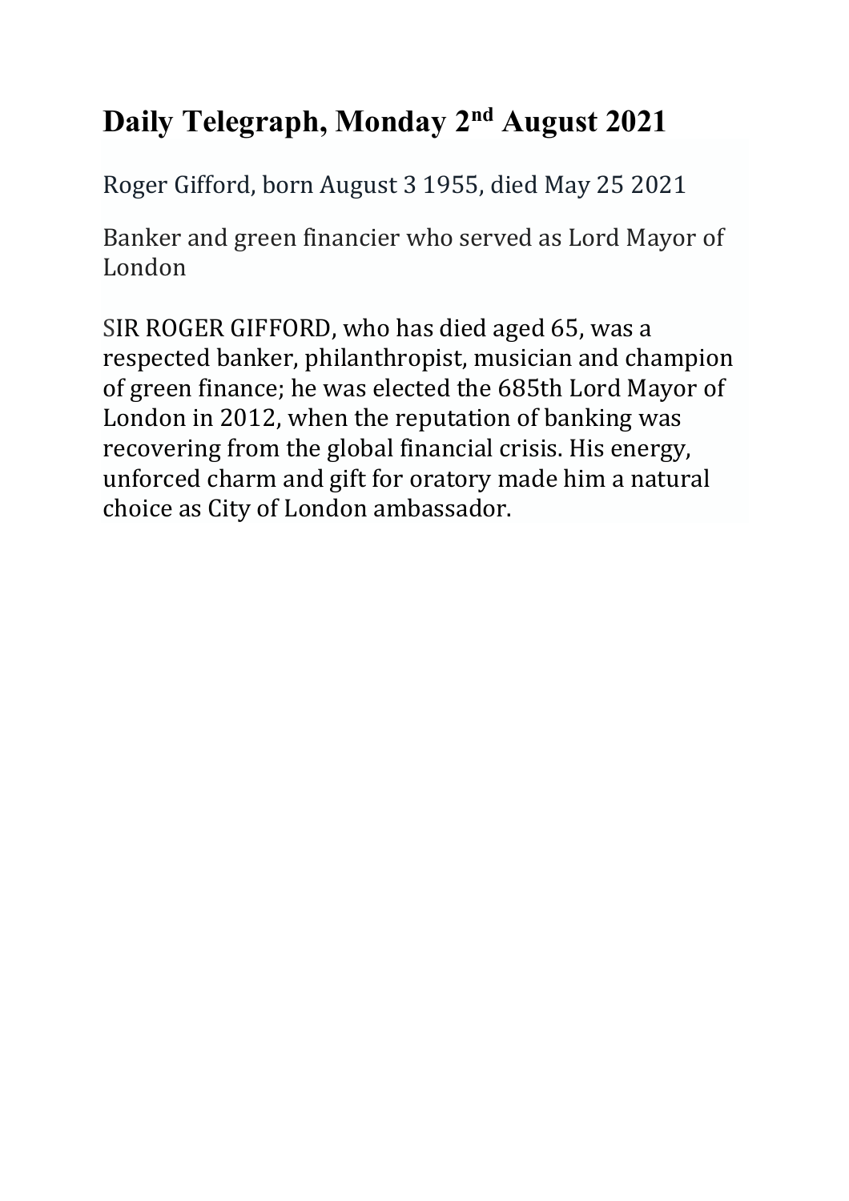# Daily Telegraph, Monday 2nd August 2021

Roger Gifford, born August 3 1955, died May 25 2021

Banker and green financier who served as Lord Mayor of London

SIR ROGER GIFFORD, who has died aged 65, was a respected banker, philanthropist, musician and champion of green finance; he was elected the 685th Lord Mayor of London in 2012, when the reputation of banking was recovering from the global financial crisis. His energy, unforced charm and gift for oratory made him a natural choice as City of London ambassador.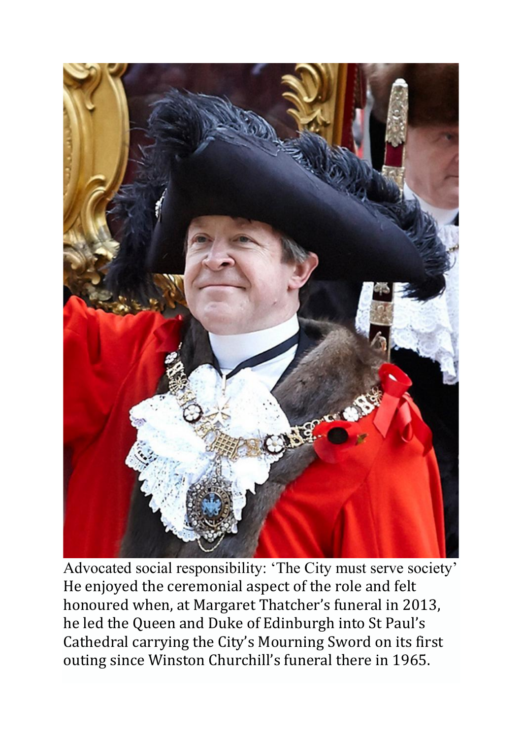Advocated social responsibility: 'The City must serve society'

He enjoyed the ceremonial aspect of the role and felt honoured when, at Margaret Thatcher's funeral in 2013, he led the Queen and Duke of Edinburgh into St Paul's Cathedral carrying the City's Mourning Sword on its first outing since Winston Churchill's funeral there in 1965.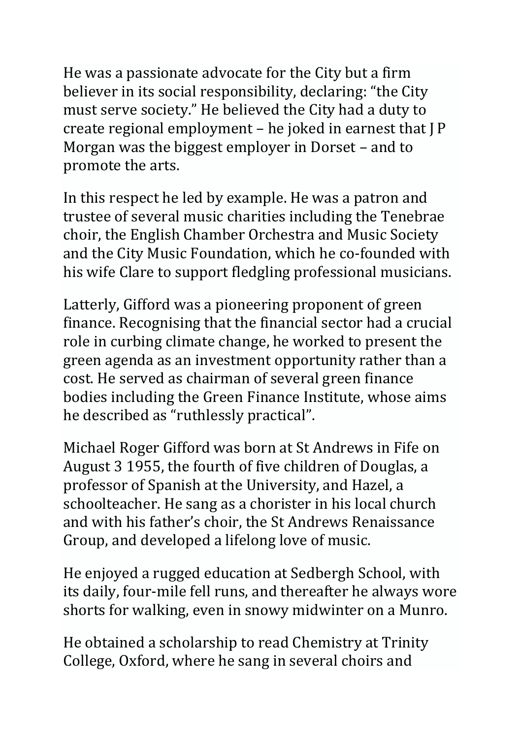He was a passionate advocate for the City but a firm believer in its social responsibility, declaring: “the City must serve society.” He believed the City had a duty to create regional employment – he joked in earnest that J P Morgan was the biggest employer in Dorset – and to promote the arts.

In this respect he led by example. He was a patron and trustee of several music charities including the Tenebrae choir, the English Chamber Orchestra and Music Society and the City Music Foundation, which he co-founded with his wife Clare to support fledgling professional musicians.

Latterly, Gifford was a pioneering proponent of green finance. Recognising that the financial sector had a crucial role in curbing climate change, he worked to present the green agenda as an investment opportunity rather than a cost. He served as chairman of several green finance bodies including the Green Finance Institute, whose aims he described as “ruthlessly practical”.

Michael Roger Gifford was born at St Andrews in Fife on August 3 1955, the fourth of five children of Douglas, a professor of Spanish at the University, and Hazel, a schoolteacher. He sang as a chorister in his local church and with his father’s choir, the St Andrews Renaissance Group, and developed a lifelong love of music.

He enjoyed a rugged education at Sedbergh School, with its daily, four-mile fell runs, and thereafter he always wore shorts for walking, even in snowy midwinter on a Munro.

He obtained a scholarship to read Chemistry at Trinity College, Oxford, where he sang in several choirs and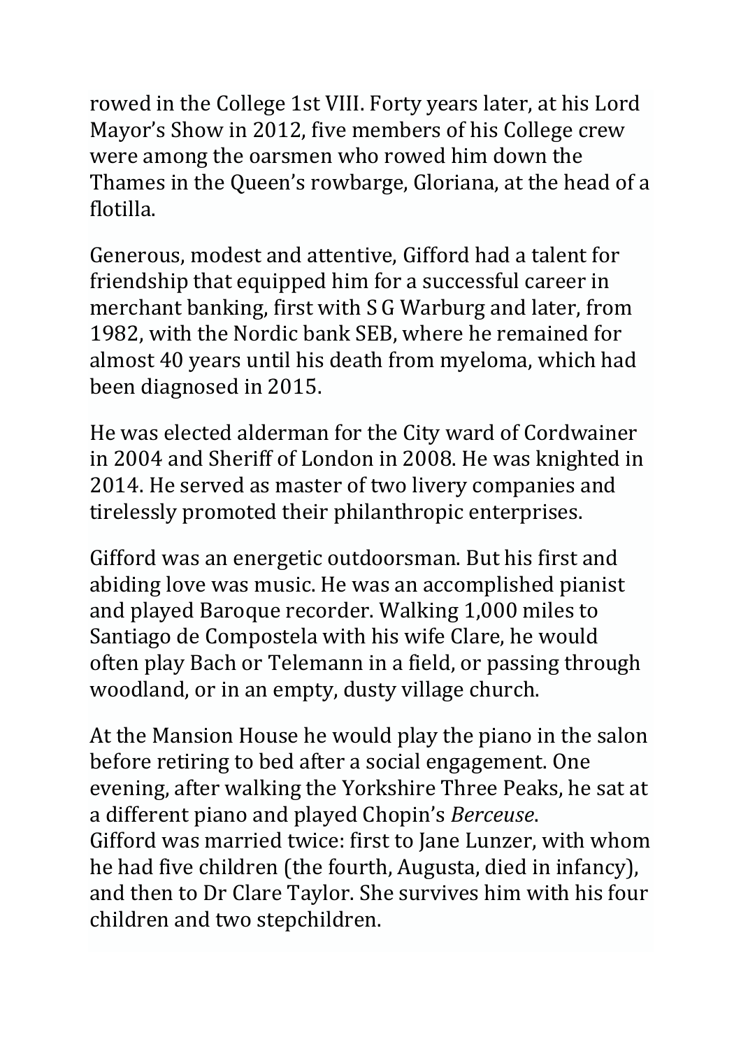rowed in the College 1st VIII. Forty years later, at his Lord Mayor's Show in 2012, five members of his College crew were among the oarsmen who rowed him down the Thames in the Queen's rowbarge, Gloriana, at the head of a flotilla.

Generous, modest and attentive, Gifford had a talent for friendship that equipped him for a successful career in merchant banking, first with S G Warburg and later, from 1982, with the Nordic bank SEB, where he remained for almost 40 years until his death from myeloma, which had been diagnosed in 2015.

He was elected alderman for the City ward of Cordwainer in 2004 and Sheriff of London in 2008. He was knighted in 2014. He served as master of two livery companies and tirelessly promoted their philanthropic enterprises.

Gifford was an energetic outdoorsman. But his first and abiding love was music. He was an accomplished pianist and played Baroque recorder. Walking 1,000 miles to Santiago de Compostela with his wife Clare, he would often play Bach or Telemann in a field, or passing through woodland, or in an empty, dusty village church.

At the Mansion House he would play the piano in the salon before retiring to bed after a social engagement. One evening, after walking the Yorkshire Three Peaks, he sat at a different piano and played Chopin's *Berceuse*.
Gifford was married twice: first to Jane Lunzer, with whom he had five children (the fourth, Augusta, died in infancy), and then to Dr Clare Taylor. She survives him with his four children and two stepchildren.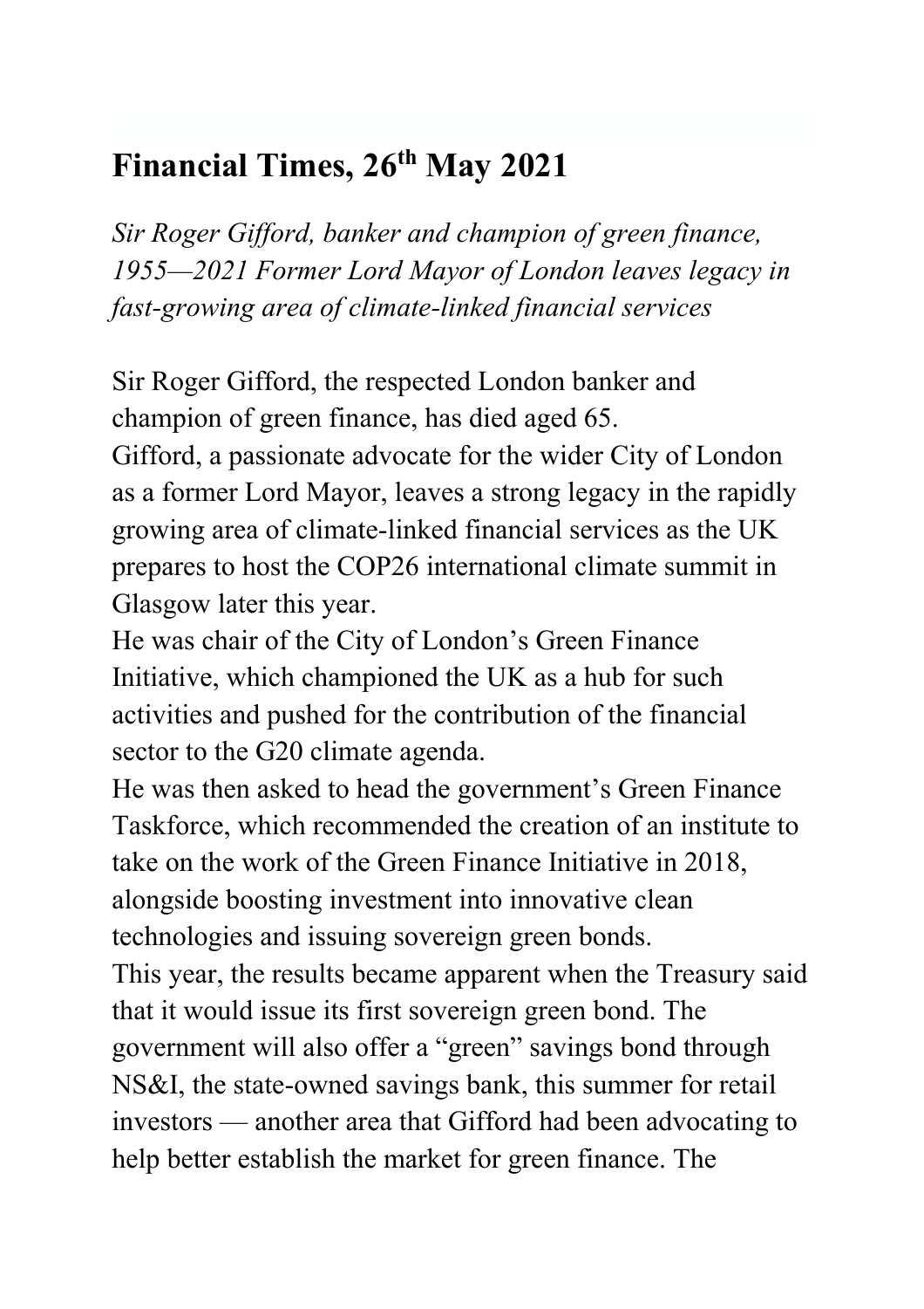## Financial Times, 26th May 2021

*Sir Roger Gifford, banker and champion of green finance, 1955—2021 Former Lord Mayor of London leaves legacy in fast-growing area of climate-linked financial services*

Sir Roger Gifford, the respected London banker and champion of green finance, has died aged 65.

Gifford, a passionate advocate for the wider City of London as a former Lord Mayor, leaves a strong legacy in the rapidly growing area of climate-linked financial services as the UK prepares to host the COP26 international climate summit in Glasgow later this year.

He was chair of the City of London's Green Finance Initiative, which championed the UK as a hub for such activities and pushed for the contribution of the financial sector to the G20 climate agenda.

He was then asked to head the government's Green Finance Taskforce, which recommended the creation of an institute to take on the work of the Green Finance Initiative in 2018, alongside boosting investment into innovative clean technologies and issuing sovereign green bonds.

This year, the results became apparent when the Treasury said that it would issue its first sovereign green bond. The government will also offer a "green" savings bond through NS&I, the state-owned savings bank, this summer for retail investors — another area that Gifford had been advocating to help better establish the market for green finance. The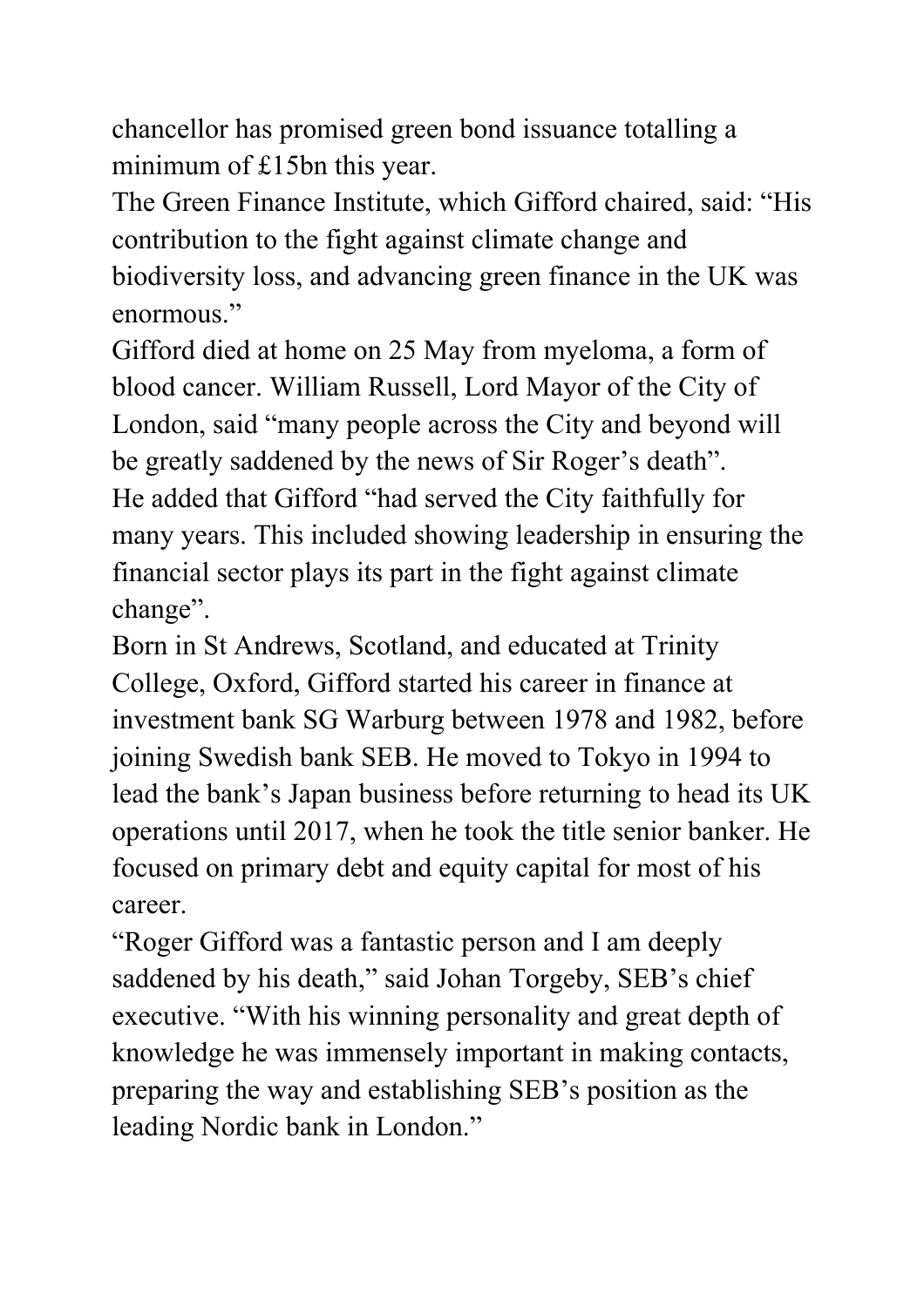chancellor has promised green bond issuance totalling a minimum of £15bn this year.

The Green Finance Institute, which Gifford chaired, said: "His contribution to the fight against climate change and biodiversity loss, and advancing green finance in the UK was enormous."

Gifford died at home on 25 May from myeloma, a form of blood cancer. William Russell, Lord Mayor of the City of London, said "many people across the City and beyond will be greatly saddened by the news of Sir Roger's death".

He added that Gifford "had served the City faithfully for many years. This included showing leadership in ensuring the financial sector plays its part in the fight against climate change".

Born in St Andrews, Scotland, and educated at Trinity College, Oxford, Gifford started his career in finance at investment bank SG Warburg between 1978 and 1982, before joining Swedish bank SEB. He moved to Tokyo in 1994 to lead the bank's Japan business before returning to head its UK operations until 2017, when he took the title senior banker. He focused on primary debt and equity capital for most of his career.

"Roger Gifford was a fantastic person and I am deeply saddened by his death," said Johan Torgeby, SEB's chief executive. "With his winning personality and great depth of knowledge he was immensely important in making contacts, preparing the way and establishing SEB's position as the leading Nordic bank in London."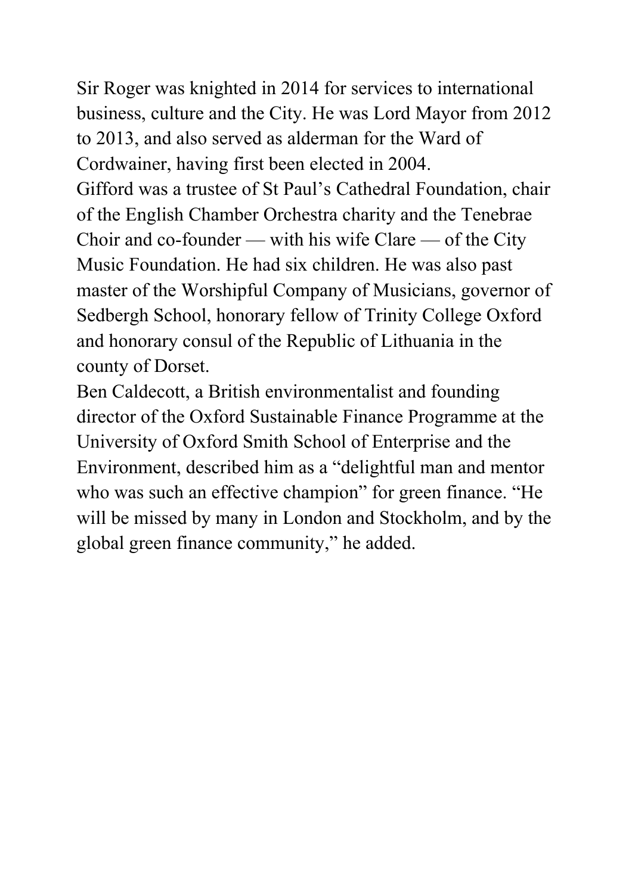Sir Roger was knighted in 2014 for services to international business, culture and the City. He was Lord Mayor from 2012 to 2013, and also served as alderman for the Ward of Cordwainer, having first been elected in 2004.

Gifford was a trustee of St Paul's Cathedral Foundation, chair of the English Chamber Orchestra charity and the Tenebrae Choir and co-founder — with his wife Clare — of the City Music Foundation. He had six children. He was also past master of the Worshipful Company of Musicians, governor of Sedbergh School, honorary fellow of Trinity College Oxford and honorary consul of the Republic of Lithuania in the county of Dorset.

Ben Caldecott, a British environmentalist and founding director of the Oxford Sustainable Finance Programme at the University of Oxford Smith School of Enterprise and the Environment, described him as a "delightful man and mentor who was such an effective champion" for green finance. "He will be missed by many in London and Stockholm, and by the global green finance community," he added.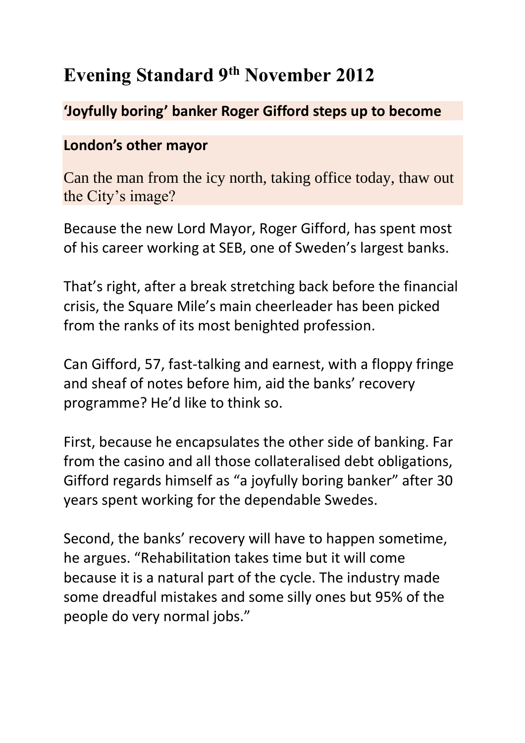# Evening Standard 9th November 2012

**'Joyfully boring' banker Roger Gifford steps up to become**

**London's other mayor**

Can the man from the icy north, taking office today, thaw out the City's image?

Because the new Lord Mayor, Roger Gifford, has spent most of his career working at SEB, one of Sweden's largest banks.

That's right, after a break stretching back before the financial crisis, the Square Mile's main cheerleader has been picked from the ranks of its most benighted profession.

Can Gifford, 57, fast-talking and earnest, with a floppy fringe and sheaf of notes before him, aid the banks' recovery programme? He'd like to think so.

First, because he encapsulates the other side of banking. Far from the casino and all those collateralised debt obligations, Gifford regards himself as "a joyfully boring banker" after 30 years spent working for the dependable Swedes.

Second, the banks' recovery will have to happen sometime, he argues. "Rehabilitation takes time but it will come because it is a natural part of the cycle. The industry made some dreadful mistakes and some silly ones but 95% of the people do very normal jobs."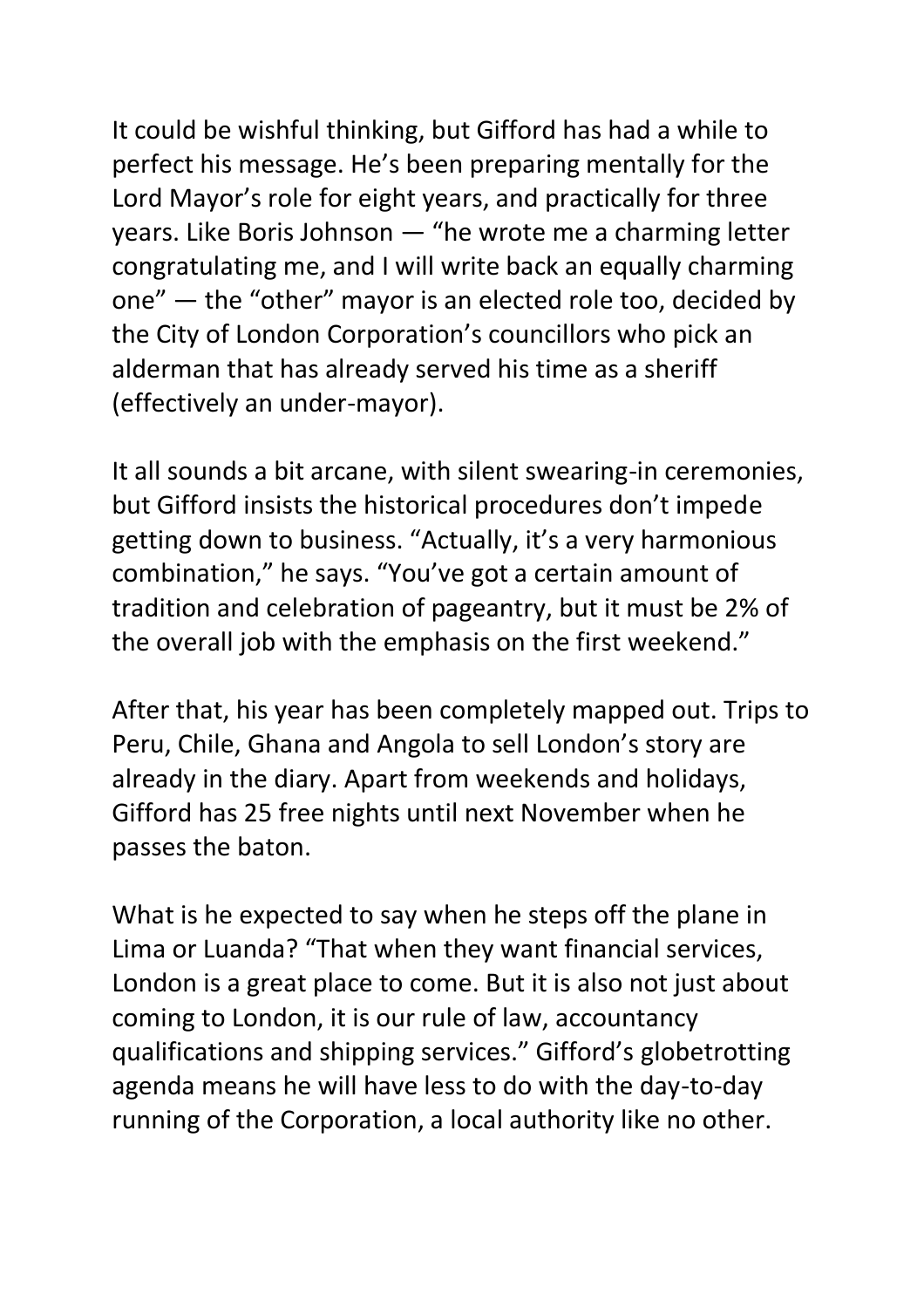It could be wishful thinking, but Gifford has had a while to perfect his message. He's been preparing mentally for the Lord Mayor's role for eight years, and practically for three years. Like Boris Johnson — "he wrote me a charming letter congratulating me, and I will write back an equally charming one" — the "other" mayor is an elected role too, decided by the City of London Corporation's councillors who pick an alderman that has already served his time as a sheriff (effectively an under-mayor).

It all sounds a bit arcane, with silent swearing-in ceremonies, but Gifford insists the historical procedures don't impede getting down to business. "Actually, it's a very harmonious combination," he says. "You've got a certain amount of tradition and celebration of pageantry, but it must be 2% of the overall job with the emphasis on the first weekend."

After that, his year has been completely mapped out. Trips to Peru, Chile, Ghana and Angola to sell London's story are already in the diary. Apart from weekends and holidays, Gifford has 25 free nights until next November when he passes the baton.

What is he expected to say when he steps off the plane in Lima or Luanda? "That when they want financial services, London is a great place to come. But it is also not just about coming to London, it is our rule of law, accountancy qualifications and shipping services." Gifford's globetrotting agenda means he will have less to do with the day-to-day running of the Corporation, a local authority like no other.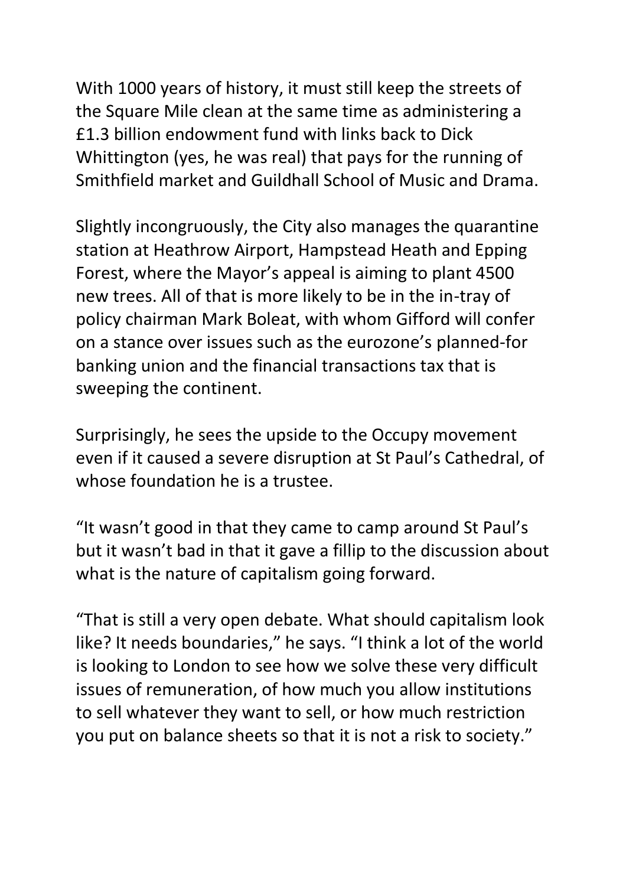With 1000 years of history, it must still keep the streets of the Square Mile clean at the same time as administering a £1.3 billion endowment fund with links back to Dick Whittington (yes, he was real) that pays for the running of Smithfield market and Guildhall School of Music and Drama.

Slightly incongruously, the City also manages the quarantine station at Heathrow Airport, Hampstead Heath and Epping Forest, where the Mayor's appeal is aiming to plant 4500 new trees. All of that is more likely to be in the in-tray of policy chairman Mark Boleat, with whom Gifford will confer on a stance over issues such as the eurozone's planned-for banking union and the financial transactions tax that is sweeping the continent.

Surprisingly, he sees the upside to the Occupy movement even if it caused a severe disruption at St Paul's Cathedral, of whose foundation he is a trustee.

"It wasn't good in that they came to camp around St Paul's but it wasn't bad in that it gave a fillip to the discussion about what is the nature of capitalism going forward.

"That is still a very open debate. What should capitalism look like? It needs boundaries," he says. "I think a lot of the world is looking to London to see how we solve these very difficult issues of remuneration, of how much you allow institutions to sell whatever they want to sell, or how much restriction you put on balance sheets so that it is not a risk to society."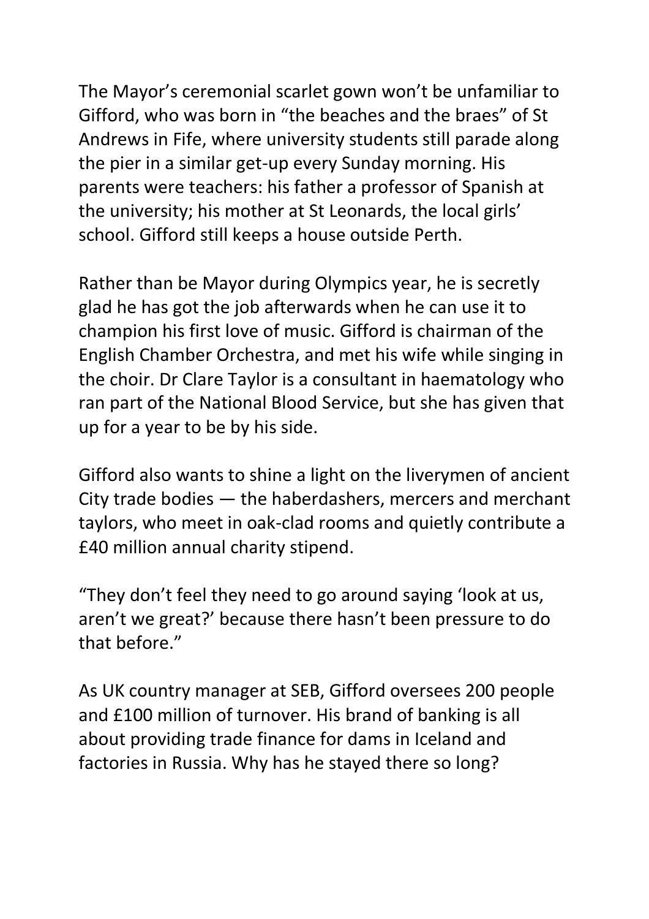The Mayor's ceremonial scarlet gown won't be unfamiliar to Gifford, who was born in "the beaches and the braes" of St Andrews in Fife, where university students still parade along the pier in a similar get-up every Sunday morning. His parents were teachers: his father a professor of Spanish at the university; his mother at St Leonards, the local girls' school. Gifford still keeps a house outside Perth.

Rather than be Mayor during Olympics year, he is secretly glad he has got the job afterwards when he can use it to champion his first love of music. Gifford is chairman of the English Chamber Orchestra, and met his wife while singing in the choir. Dr Clare Taylor is a consultant in haematology who ran part of the National Blood Service, but she has given that up for a year to be by his side.

Gifford also wants to shine a light on the liverymen of ancient City trade bodies — the haberdashers, mercers and merchant taylors, who meet in oak-clad rooms and quietly contribute a £40 million annual charity stipend.

"They don't feel they need to go around saying 'look at us, aren't we great?' because there hasn't been pressure to do that before."

As UK country manager at SEB, Gifford oversees 200 people and £100 million of turnover. His brand of banking is all about providing trade finance for dams in Iceland and factories in Russia. Why has he stayed there so long?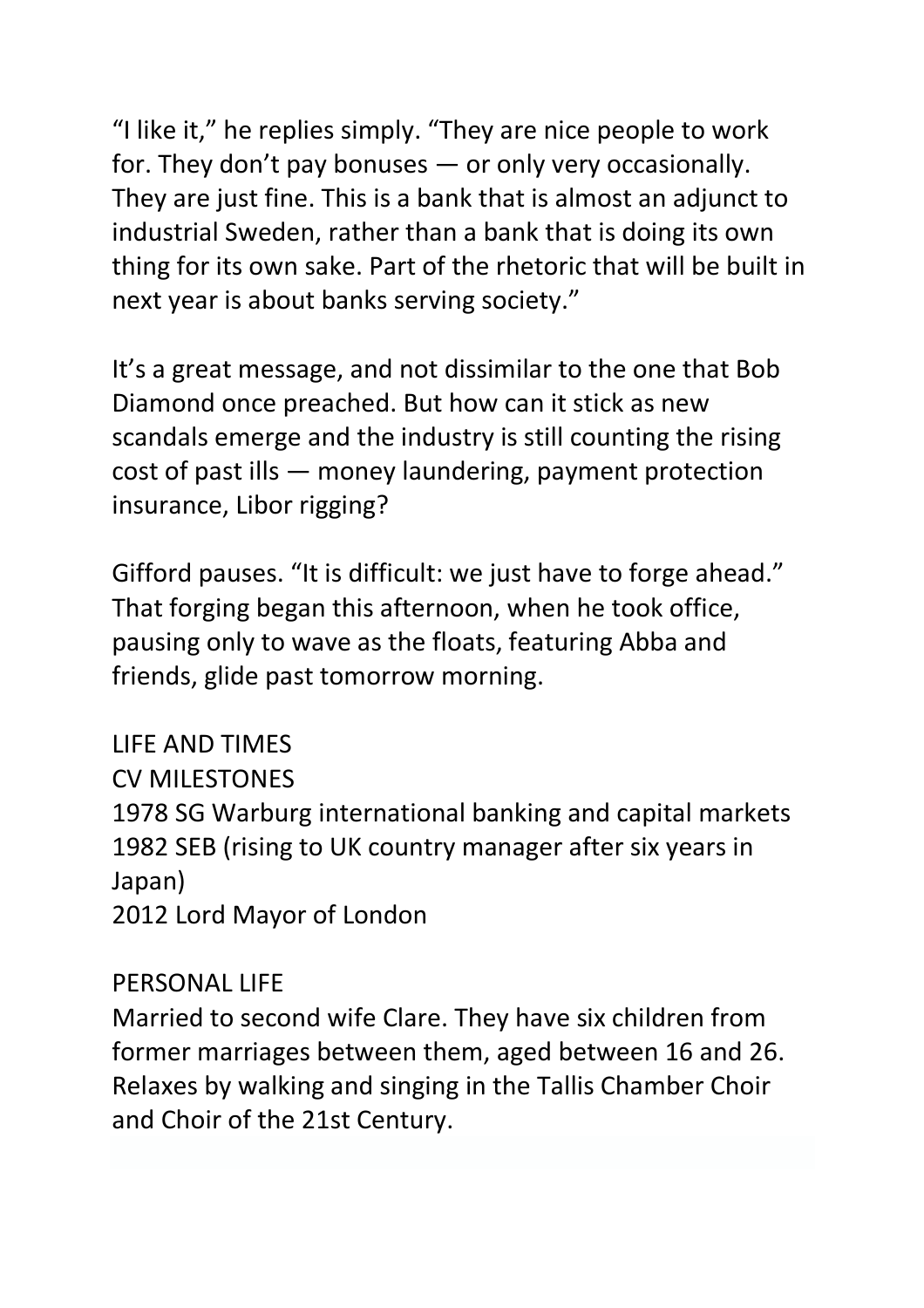"I like it," he replies simply. "They are nice people to work for. They don't pay bonuses — or only very occasionally. They are just fine. This is a bank that is almost an adjunct to industrial Sweden, rather than a bank that is doing its own thing for its own sake. Part of the rhetoric that will be built in next year is about banks serving society."

It's a great message, and not dissimilar to the one that Bob Diamond once preached. But how can it stick as new scandals emerge and the industry is still counting the rising cost of past ills — money laundering, payment protection insurance, Libor rigging?

Gifford pauses. "It is difficult: we just have to forge ahead." That forging began this afternoon, when he took office, pausing only to wave as the floats, featuring Abba and friends, glide past tomorrow morning.

LIFE AND TIMES

CV MILESTONES

1978 SG Warburg international banking and capital markets
1982 SEB (rising to UK country manager after six years in Japan)
2012 Lord Mayor of London

PERSONAL LIFE

Married to second wife Clare. They have six children from former marriages between them, aged between 16 and 26. Relaxes by walking and singing in the Tallis Chamber Choir and Choir of the 21st Century.